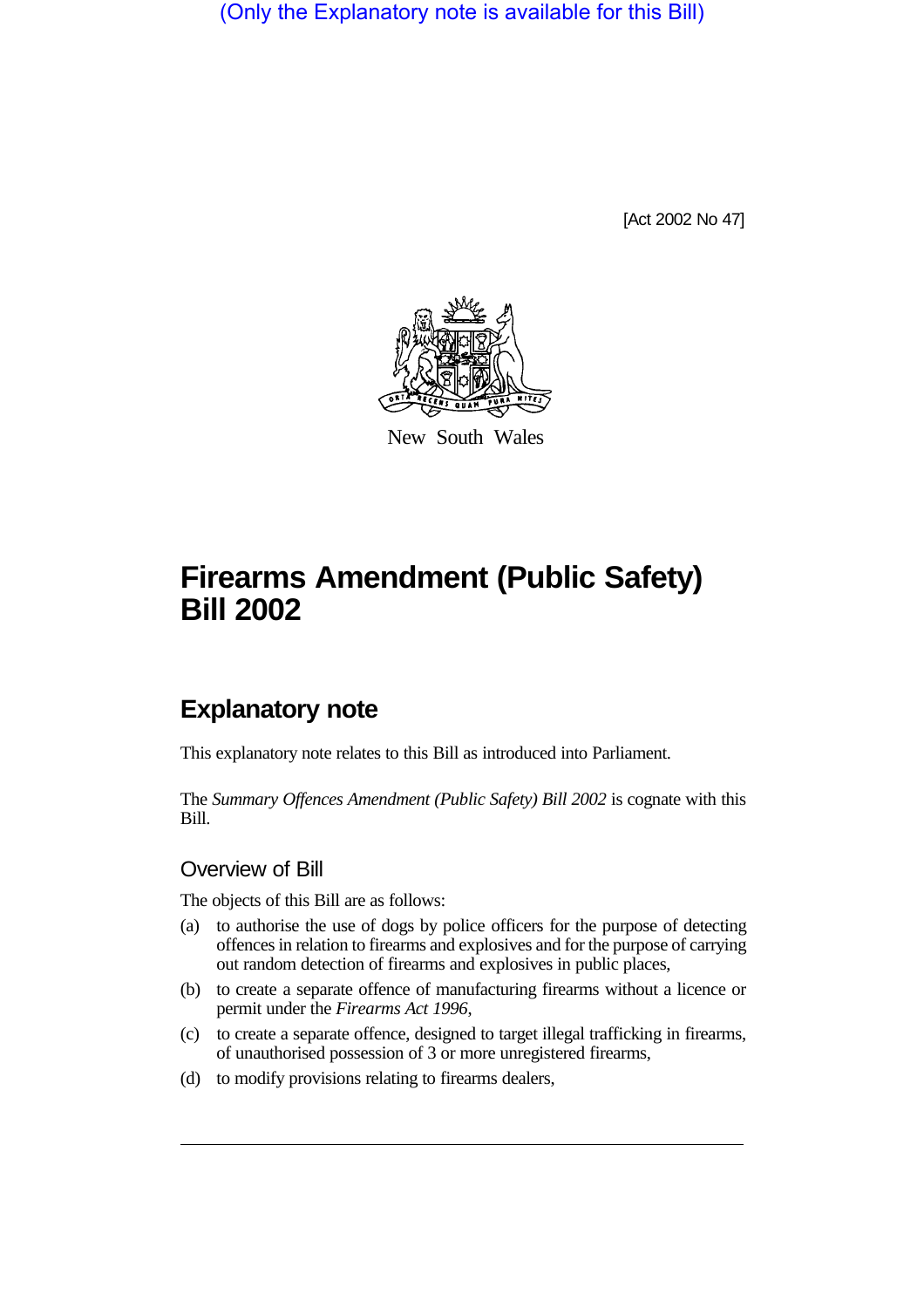(Only the Explanatory note is available for this Bill)

[Act 2002 No 47]

New South Wales

# Firearms Amendment (Public Safety) Bill 2002

## Explanatory note

This explanatory note relates to this Bill as introduced into Parliament.

The *Summary Offences Amendment (Public Safety) Bill 2002* is cognate with this Bill.

### Overview of Bill

The objects of this Bill are as follows:

(a) to authorise the use of dogs by police officers for the purpose of detecting offences in relation to firearms and explosives and for the purpose of carrying out random detection of firearms and explosives in public places,

(b) to create a separate offence of manufacturing firearms without a licence or permit under the *Firearms Act 1996*,

(c) to create a separate offence, designed to target illegal trafficking in firearms, of unauthorised possession of 3 or more unregistered firearms,

(d) to modify provisions relating to firearms dealers,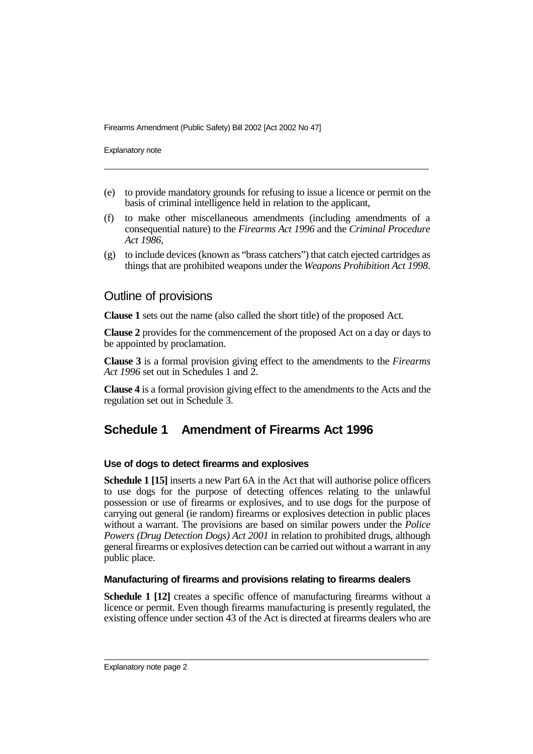(e) to provide mandatory grounds for refusing to issue a licence or permit on the basis of criminal intelligence held in relation to the applicant,

(f) to make other miscellaneous amendments (including amendments of a consequential nature) to the *Firearms Act 1996* and the *Criminal Procedure Act 1986*,

(g) to include devices (known as "brass catchers") that catch ejected cartridges as things that are prohibited weapons under the *Weapons Prohibition Act 1998*.

## Outline of provisions

**Clause 1** sets out the name (also called the short title) of the proposed Act.

**Clause 2** provides for the commencement of the proposed Act on a day or days to be appointed by proclamation.

**Clause 3** is a formal provision giving effect to the amendments to the *Firearms Act 1996* set out in Schedules 1 and 2.

**Clause 4** is a formal provision giving effect to the amendments to the Acts and the regulation set out in Schedule 3.

## Schedule 1 Amendment of Firearms Act 1996

### Use of dogs to detect firearms and explosives

**Schedule 1 [15]** inserts a new Part 6A in the Act that will authorise police officers to use dogs for the purpose of detecting offences relating to the unlawful possession or use of firearms or explosives, and to use dogs for the purpose of carrying out general (ie random) firearms or explosives detection in public places without a warrant. The provisions are based on similar powers under the *Police Powers (Drug Detection Dogs) Act 2001* in relation to prohibited drugs, although general firearms or explosives detection can be carried out without a warrant in any public place.

### Manufacturing of firearms and provisions relating to firearms dealers

**Schedule 1 [12]** creates a specific offence of manufacturing firearms without a licence or permit. Even though firearms manufacturing is presently regulated, the existing offence under section 43 of the Act is directed at firearms dealers who are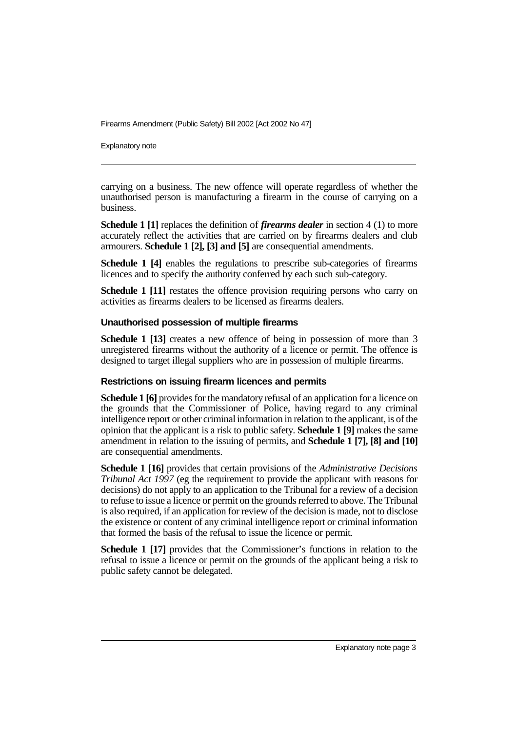carrying on a business. The new offence will operate regardless of whether the unauthorised person is manufacturing a firearm in the course of carrying on a business.

**Schedule 1 [1]** replaces the definition of ***firearms dealer*** in section 4 (1) to more accurately reflect the activities that are carried on by firearms dealers and club armourers. **Schedule 1 [2], [3] and [5]** are consequential amendments.

**Schedule 1 [4]** enables the regulations to prescribe sub-categories of firearms licences and to specify the authority conferred by each such sub-category.

**Schedule 1 [11]** restates the offence provision requiring persons who carry on activities as firearms dealers to be licensed as firearms dealers.

#### Unauthorised possession of multiple firearms

**Schedule 1 [13]** creates a new offence of being in possession of more than 3 unregistered firearms without the authority of a licence or permit. The offence is designed to target illegal suppliers who are in possession of multiple firearms.

#### Restrictions on issuing firearm licences and permits

**Schedule 1 [6]** provides for the mandatory refusal of an application for a licence on the grounds that the Commissioner of Police, having regard to any criminal intelligence report or other criminal information in relation to the applicant, is of the opinion that the applicant is a risk to public safety. **Schedule 1 [9]** makes the same amendment in relation to the issuing of permits, and **Schedule 1 [7], [8] and [10]** are consequential amendments.

**Schedule 1 [16]** provides that certain provisions of the *Administrative Decisions Tribunal Act 1997* (eg the requirement to provide the applicant with reasons for decisions) do not apply to an application to the Tribunal for a review of a decision to refuse to issue a licence or permit on the grounds referred to above. The Tribunal is also required, if an application for review of the decision is made, not to disclose the existence or content of any criminal intelligence report or criminal information that formed the basis of the refusal to issue the licence or permit.

**Schedule 1 [17]** provides that the Commissioner's functions in relation to the refusal to issue a licence or permit on the grounds of the applicant being a risk to public safety cannot be delegated.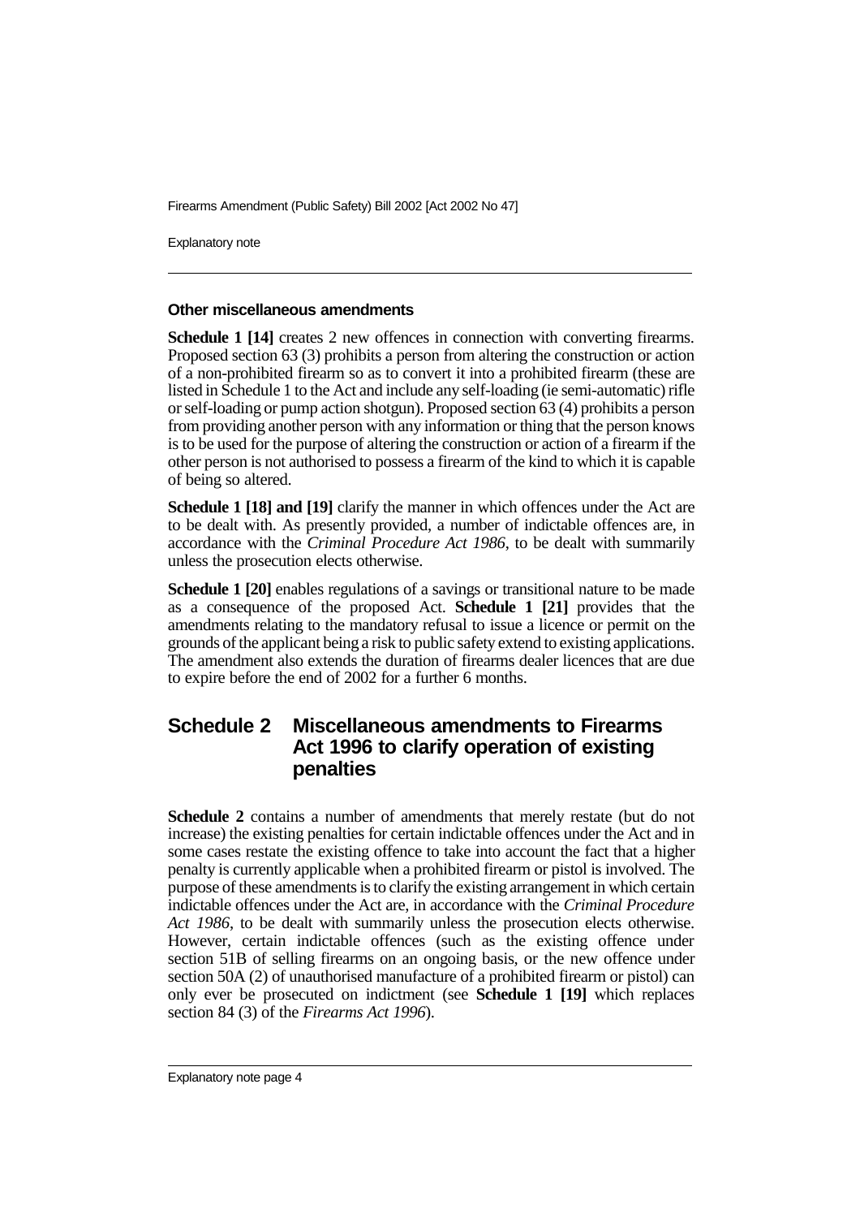#### Other miscellaneous amendments

**Schedule 1 [14]** creates 2 new offences in connection with converting firearms. Proposed section 63 (3) prohibits a person from altering the construction or action of a non-prohibited firearm so as to convert it into a prohibited firearm (these are listed in Schedule 1 to the Act and include any self-loading (ie semi-automatic) rifle or self-loading or pump action shotgun). Proposed section 63 (4) prohibits a person from providing another person with any information or thing that the person knows is to be used for the purpose of altering the construction or action of a firearm if the other person is not authorised to possess a firearm of the kind to which it is capable of being so altered.

**Schedule 1 [18] and [19]** clarify the manner in which offences under the Act are to be dealt with. As presently provided, a number of indictable offences are, in accordance with the *Criminal Procedure Act 1986*, to be dealt with summarily unless the prosecution elects otherwise.

**Schedule 1 [20]** enables regulations of a savings or transitional nature to be made as a consequence of the proposed Act. **Schedule 1 [21]** provides that the amendments relating to the mandatory refusal to issue a licence or permit on the grounds of the applicant being a risk to public safety extend to existing applications. The amendment also extends the duration of firearms dealer licences that are due to expire before the end of 2002 for a further 6 months.

## Schedule 2 Miscellaneous amendments to Firearms Act 1996 to clarify operation of existing penalties

**Schedule 2** contains a number of amendments that merely restate (but do not increase) the existing penalties for certain indictable offences under the Act and in some cases restate the existing offence to take into account the fact that a higher penalty is currently applicable when a prohibited firearm or pistol is involved. The purpose of these amendments is to clarify the existing arrangement in which certain indictable offences under the Act are, in accordance with the *Criminal Procedure Act 1986*, to be dealt with summarily unless the prosecution elects otherwise. However, certain indictable offences (such as the existing offence under section 51B of selling firearms on an ongoing basis, or the new offence under section 50A (2) of unauthorised manufacture of a prohibited firearm or pistol) can only ever be prosecuted on indictment (see **Schedule 1 [19]** which replaces section 84 (3) of the *Firearms Act 1996*).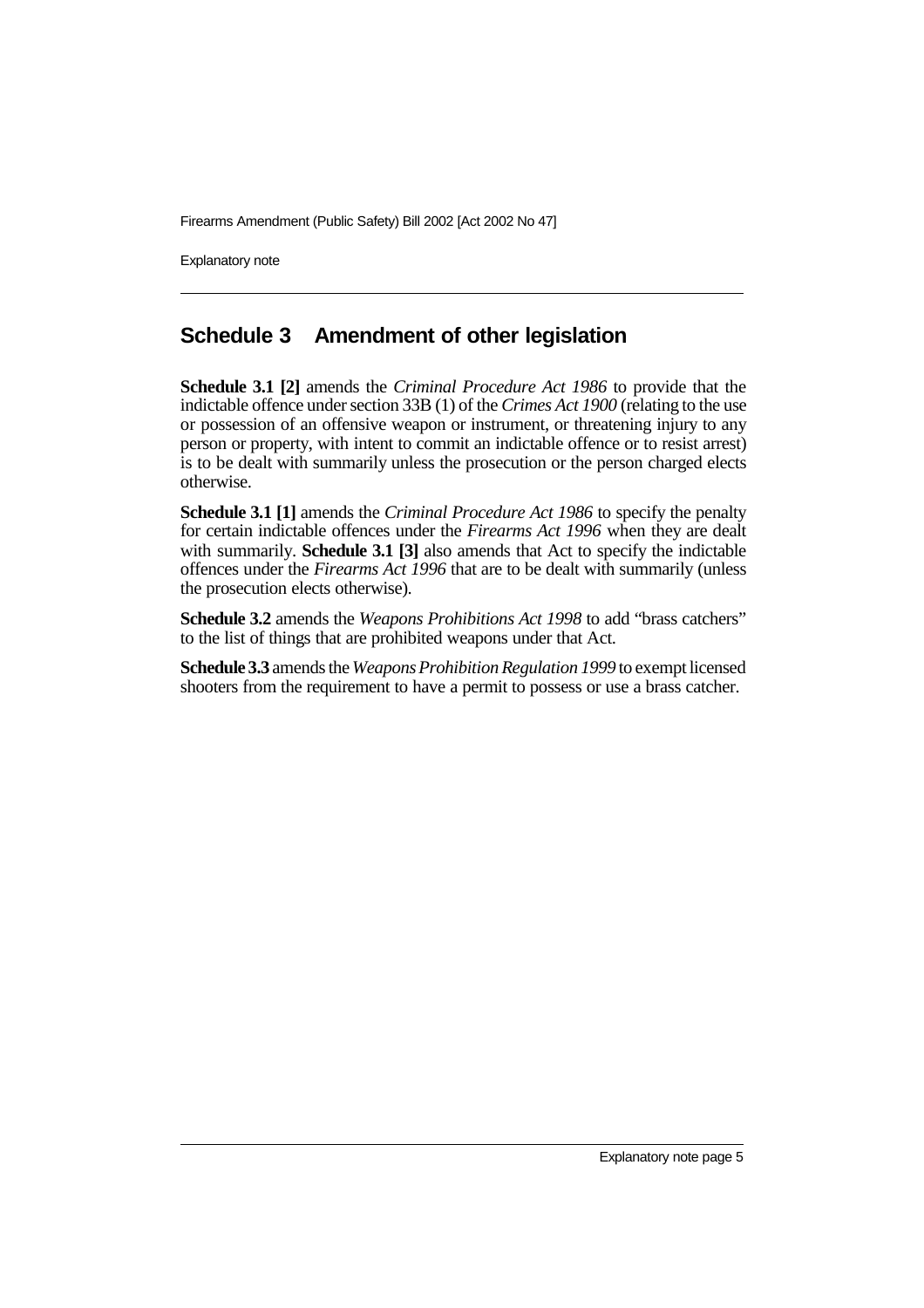## Schedule 3 Amendment of other legislation

**Schedule 3.1 [2]** amends the *Criminal Procedure Act 1986* to provide that the indictable offence under section 33B (1) of the *Crimes Act 1900* (relating to the use or possession of an offensive weapon or instrument, or threatening injury to any person or property, with intent to commit an indictable offence or to resist arrest) is to be dealt with summarily unless the prosecution or the person charged elects otherwise.

**Schedule 3.1 [1]** amends the *Criminal Procedure Act 1986* to specify the penalty for certain indictable offences under the *Firearms Act 1996* when they are dealt with summarily. **Schedule 3.1 [3]** also amends that Act to specify the indictable offences under the *Firearms Act 1996* that are to be dealt with summarily (unless the prosecution elects otherwise).

**Schedule 3.2** amends the *Weapons Prohibitions Act 1998* to add "brass catchers" to the list of things that are prohibited weapons under that Act.

**Schedule 3.3** amends the *Weapons Prohibition Regulation 1999* to exempt licensed shooters from the requirement to have a permit to possess or use a brass catcher.